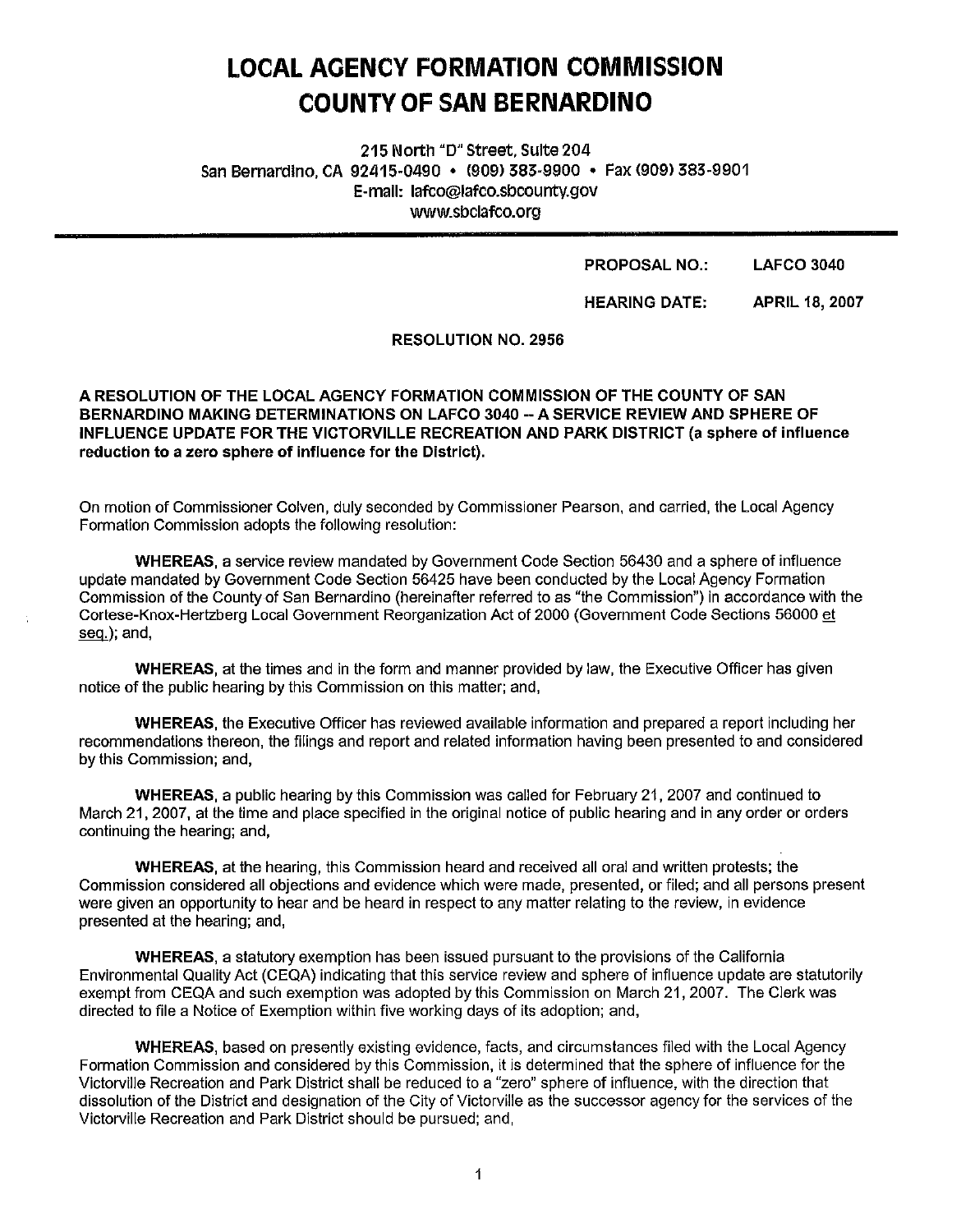# LOCAL AGENCY FORMATION COMMISSION
# COUNTY OF SAN BERNARDINO

215 North "D" Street, Suite 204
San Bernardino, CA 92415-0490 • (909) 383-9900 • Fax (909) 383-9901
E-mail: lafco@lafco.sbcounty.gov
www.sbclafco.org

**PROPOSAL NO.:** **LAFCO 3040**

**HEARING DATE:** **APRIL 18, 2007**

**RESOLUTION NO. 2956**

**A RESOLUTION OF THE LOCAL AGENCY FORMATION COMMISSION OF THE COUNTY OF SAN BERNARDINO MAKING DETERMINATIONS ON LAFCO 3040 – A SERVICE REVIEW AND SPHERE OF INFLUENCE UPDATE FOR THE VICTORVILLE RECREATION AND PARK DISTRICT (a sphere of influence reduction to a zero sphere of influence for the District).**

On motion of Commissioner Colven, duly seconded by Commissioner Pearson, and carried, the Local Agency Formation Commission adopts the following resolution:

**WHEREAS**, a service review mandated by Government Code Section 56430 and a sphere of influence update mandated by Government Code Section 56425 have been conducted by the Local Agency Formation Commission of the County of San Bernardino (hereinafter referred to as "the Commission") in accordance with the Cortese-Knox-Hertzberg Local Government Reorganization Act of 2000 (Government Code Sections 56000 et seq.); and,

**WHEREAS**, at the times and in the form and manner provided by law, the Executive Officer has given notice of the public hearing by this Commission on this matter; and,

**WHEREAS**, the Executive Officer has reviewed available information and prepared a report including her recommendations thereon, the filings and report and related information having been presented to and considered by this Commission; and,

**WHEREAS**, a public hearing by this Commission was called for February 21, 2007 and continued to March 21, 2007, at the time and place specified in the original notice of public hearing and in any order or orders continuing the hearing; and,

**WHEREAS**, at the hearing, this Commission heard and received all oral and written protests; the Commission considered all objections and evidence which were made, presented, or filed; and all persons present were given an opportunity to hear and be heard in respect to any matter relating to the review, in evidence presented at the hearing; and,

**WHEREAS**, a statutory exemption has been issued pursuant to the provisions of the California Environmental Quality Act (CEQA) indicating that this service review and sphere of influence update are statutorily exempt from CEQA and such exemption was adopted by this Commission on March 21, 2007. The Clerk was directed to file a Notice of Exemption within five working days of its adoption; and,

**WHEREAS**, based on presently existing evidence, facts, and circumstances filed with the Local Agency Formation Commission and considered by this Commission, it is determined that the sphere of influence for the Victorville Recreation and Park District shall be reduced to a "zero" sphere of influence, with the direction that dissolution of the District and designation of the City of Victorville as the successor agency for the services of the Victorville Recreation and Park District should be pursued; and,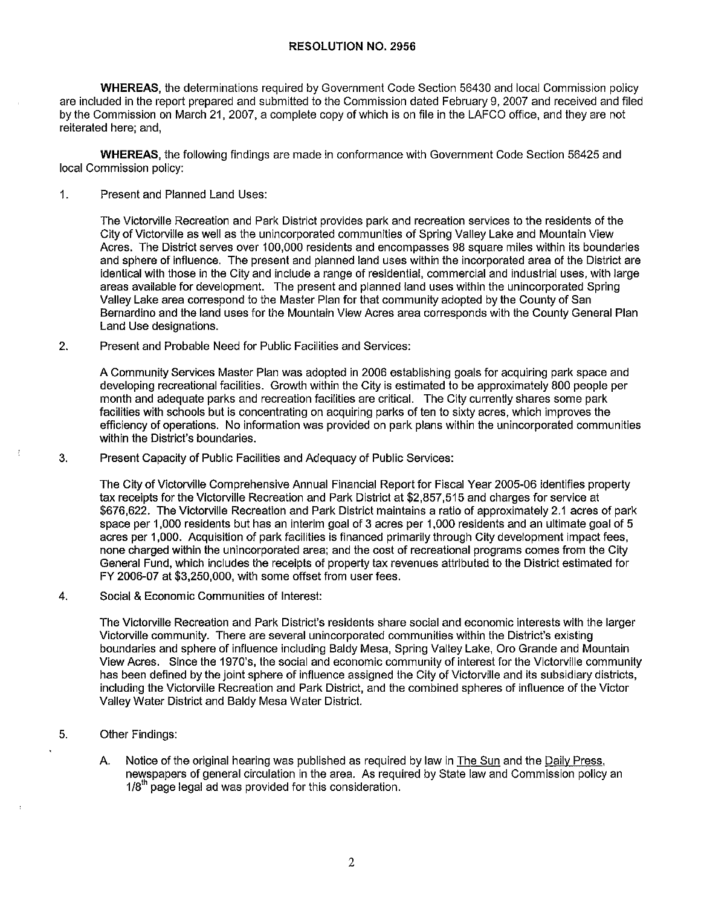**RESOLUTION NO. 2956**

**WHEREAS**, the determinations required by Government Code Section 56430 and local Commission policy are included in the report prepared and submitted to the Commission dated February 9, 2007 and received and filed by the Commission on March 21, 2007, a complete copy of which is on file in the LAFCO office, and they are not reiterated here; and,

**WHEREAS**, the following findings are made in conformance with Government Code Section 56425 and local Commission policy:

1. Present and Planned Land Uses:

   The Victorville Recreation and Park District provides park and recreation services to the residents of the City of Victorville as well as the unincorporated communities of Spring Valley Lake and Mountain View Acres. The District serves over 100,000 residents and encompasses 98 square miles within its boundaries and sphere of influence. The present and planned land uses within the incorporated area of the District are identical with those in the City and include a range of residential, commercial and industrial uses, with large areas available for development. The present and planned land uses within the unincorporated Spring Valley Lake area correspond to the Master Plan for that community adopted by the County of San Bernardino and the land uses for the Mountain View Acres area corresponds with the County General Plan Land Use designations.

2. Present and Probable Need for Public Facilities and Services:

   A Community Services Master Plan was adopted in 2006 establishing goals for acquiring park space and developing recreational facilities. Growth within the City is estimated to be approximately 800 people per month and adequate parks and recreation facilities are critical. The City currently shares some park facilities with schools but is concentrating on acquiring parks of ten to sixty acres, which improves the efficiency of operations. No information was provided on park plans within the unincorporated communities within the District's boundaries.

3. Present Capacity of Public Facilities and Adequacy of Public Services:

   The City of Victorville Comprehensive Annual Financial Report for Fiscal Year 2005-06 identifies property tax receipts for the Victorville Recreation and Park District at $2,857,515 and charges for service at $676,622. The Victorville Recreation and Park District maintains a ratio of approximately 2.1 acres of park space per 1,000 residents but has an interim goal of 3 acres per 1,000 residents and an ultimate goal of 5 acres per 1,000. Acquisition of park facilities is financed primarily through City development impact fees, none charged within the unincorporated area; and the cost of recreational programs comes from the City General Fund, which includes the receipts of property tax revenues attributed to the District estimated for FY 2006-07 at $3,250,000, with some offset from user fees.

4. Social & Economic Communities of Interest:

   The Victorville Recreation and Park District's residents share social and economic interests with the larger Victorville community. There are several unincorporated communities within the District's existing boundaries and sphere of influence including Baldy Mesa, Spring Valley Lake, Oro Grande and Mountain View Acres. Since the 1970's, the social and economic community of interest for the Victorville community has been defined by the joint sphere of influence assigned the City of Victorville and its subsidiary districts, including the Victorville Recreation and Park District, and the combined spheres of influence of the Victor Valley Water District and Baldy Mesa Water District.

5. Other Findings:

   A. Notice of the original hearing was published as required by law in The Sun and the Daily Press, newspapers of general circulation in the area. As required by State law and Commission policy an 1/8th page legal ad was provided for this consideration.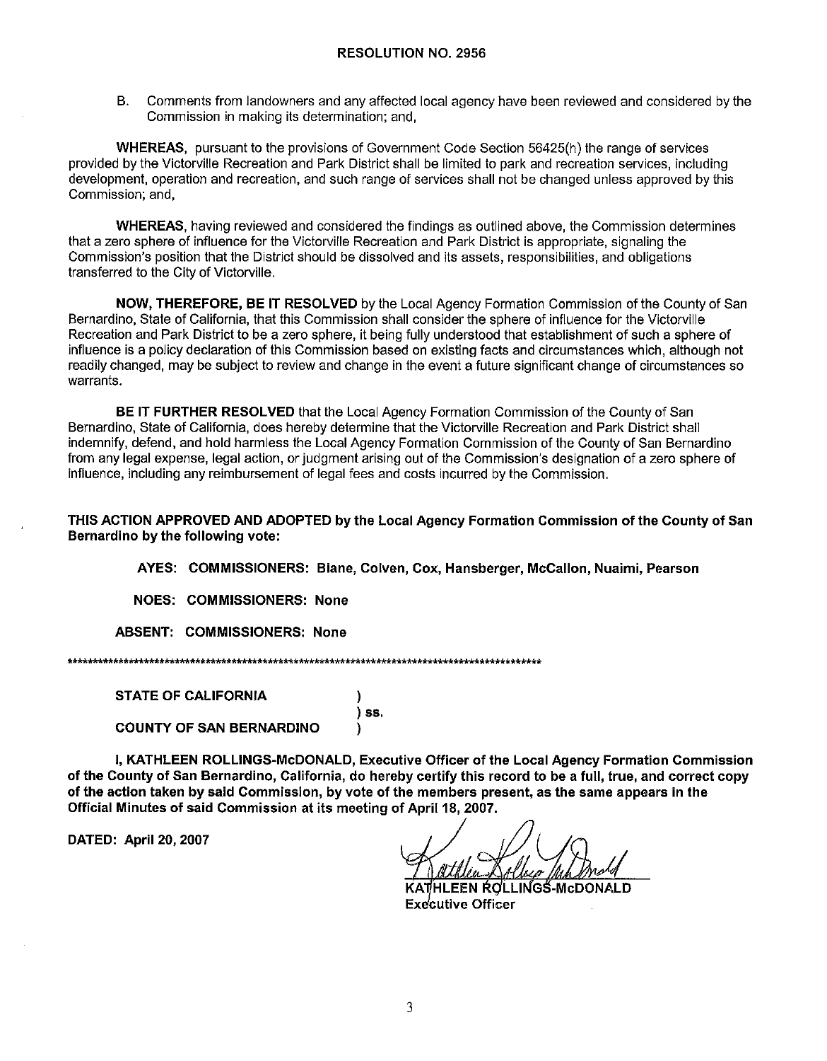**RESOLUTION NO. 2956**

B. Comments from landowners and any affected local agency have been reviewed and considered by the Commission in making its determination; and,

**WHEREAS**, pursuant to the provisions of Government Code Section 56425(h) the range of services provided by the Victorville Recreation and Park District shall be limited to park and recreation services, including development, operation and recreation, and such range of services shall not be changed unless approved by this Commission; and,

**WHEREAS**, having reviewed and considered the findings as outlined above, the Commission determines that a zero sphere of influence for the Victorville Recreation and Park District is appropriate, signaling the Commission's position that the District should be dissolved and its assets, responsibilities, and obligations transferred to the City of Victorville.

**NOW, THEREFORE, BE IT RESOLVED** by the Local Agency Formation Commission of the County of San Bernardino, State of California, that this Commission shall consider the sphere of influence for the Victorville Recreation and Park District to be a zero sphere, it being fully understood that establishment of such a sphere of influence is a policy declaration of this Commission based on existing facts and circumstances which, although not readily changed, may be subject to review and change in the event a future significant change of circumstances so warrants.

**BE IT FURTHER RESOLVED** that the Local Agency Formation Commission of the County of San Bernardino, State of California, does hereby determine that the Victorville Recreation and Park District shall indemnify, defend, and hold harmless the Local Agency Formation Commission of the County of San Bernardino from any legal expense, legal action, or judgment arising out of the Commission's designation of a zero sphere of influence, including any reimbursement of legal fees and costs incurred by the Commission.

**THIS ACTION APPROVED AND ADOPTED by the Local Agency Formation Commission of the County of San Bernardino by the following vote:**

**AYES: COMMISSIONERS: Biane, Colven, Cox, Hansberger, McCallon, Nuaimi, Pearson**

**NOES: COMMISSIONERS: None**

**ABSENT: COMMISSIONERS: None**

**********************************************************************************************

**STATE OF CALIFORNIA** )
) **ss.**
**COUNTY OF SAN BERNARDINO** )

**I, KATHLEEN ROLLINGS-McDONALD, Executive Officer of the Local Agency Formation Commission of the County of San Bernardino, California, do hereby certify this record to be a full, true, and correct copy of the action taken by said Commission, by vote of the members present, as the same appears in the Official Minutes of said Commission at its meeting of April 18, 2007.**

**DATED: April 20, 2007**

**KATHLEEN ROLLINGS-McDONALD**
**Executive Officer**